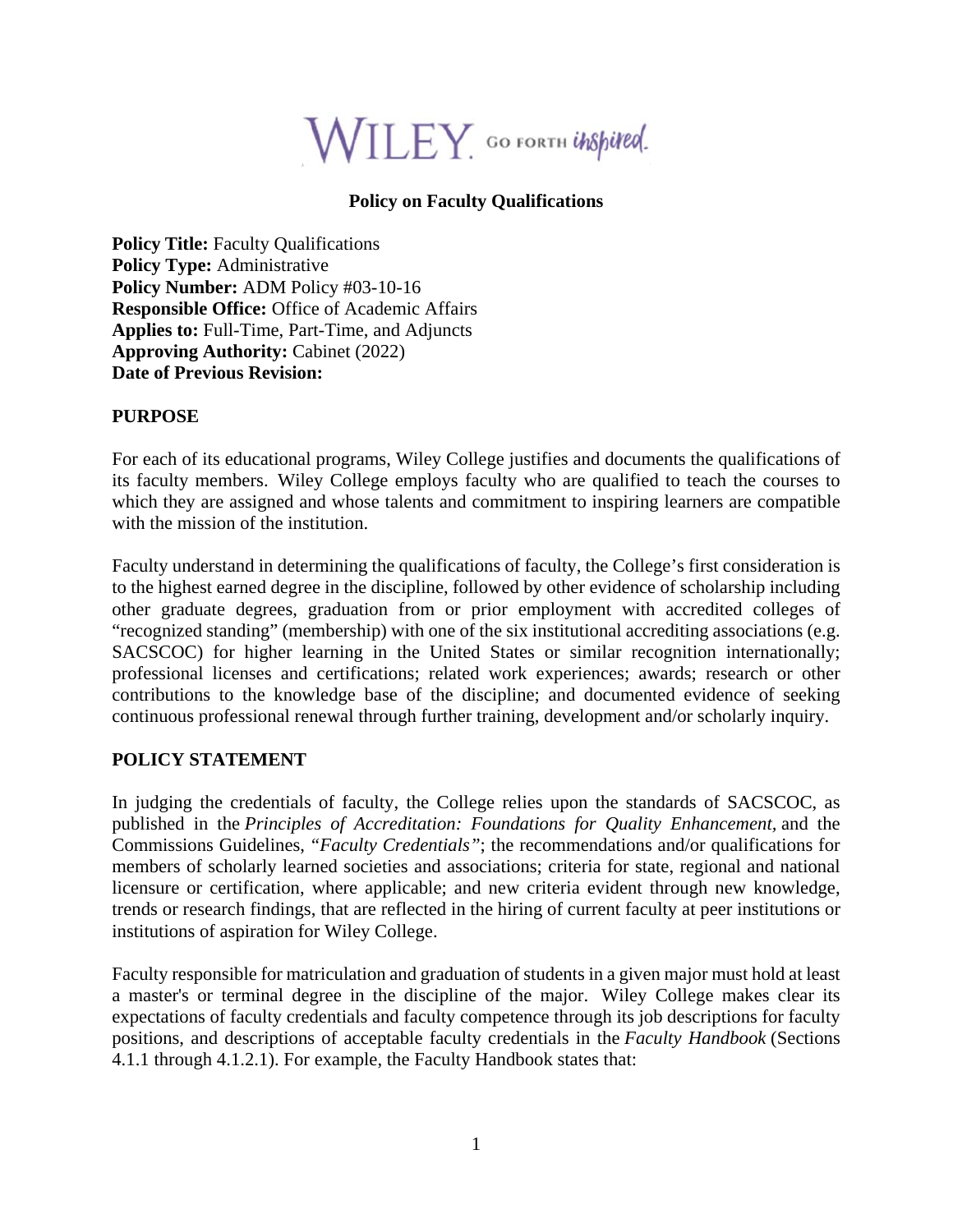WILEY. GO FORTH inspired.

# Policy on Faculty Qualifications

**Policy Title:** Faculty Qualifications
**Policy Type:** Administrative
**Policy Number:** ADM Policy #03-10-16
**Responsible Office:** Office of Academic Affairs
**Applies to:** Full-Time, Part-Time, and Adjuncts
**Approving Authority:** Cabinet (2022)
**Date of Previous Revision:**

## PURPOSE

For each of its educational programs, Wiley College justifies and documents the qualifications of its faculty members. Wiley College employs faculty who are qualified to teach the courses to which they are assigned and whose talents and commitment to inspiring learners are compatible with the mission of the institution.

Faculty understand in determining the qualifications of faculty, the College's first consideration is to the highest earned degree in the discipline, followed by other evidence of scholarship including other graduate degrees, graduation from or prior employment with accredited colleges of "recognized standing" (membership) with one of the six institutional accrediting associations (e.g. SACSCOC) for higher learning in the United States or similar recognition internationally; professional licenses and certifications; related work experiences; awards; research or other contributions to the knowledge base of the discipline; and documented evidence of seeking continuous professional renewal through further training, development and/or scholarly inquiry.

## POLICY STATEMENT

In judging the credentials of faculty, the College relies upon the standards of SACSCOC, as published in the *Principles of Accreditation: Foundations for Quality Enhancement,* and the Commissions Guidelines, *"Faculty Credentials"*; the recommendations and/or qualifications for members of scholarly learned societies and associations; criteria for state, regional and national licensure or certification, where applicable; and new criteria evident through new knowledge, trends or research findings, that are reflected in the hiring of current faculty at peer institutions or institutions of aspiration for Wiley College.

Faculty responsible for matriculation and graduation of students in a given major must hold at least a master's or terminal degree in the discipline of the major. Wiley College makes clear its expectations of faculty credentials and faculty competence through its job descriptions for faculty positions, and descriptions of acceptable faculty credentials in the *Faculty Handbook* (Sections 4.1.1 through 4.1.2.1). For example, the Faculty Handbook states that: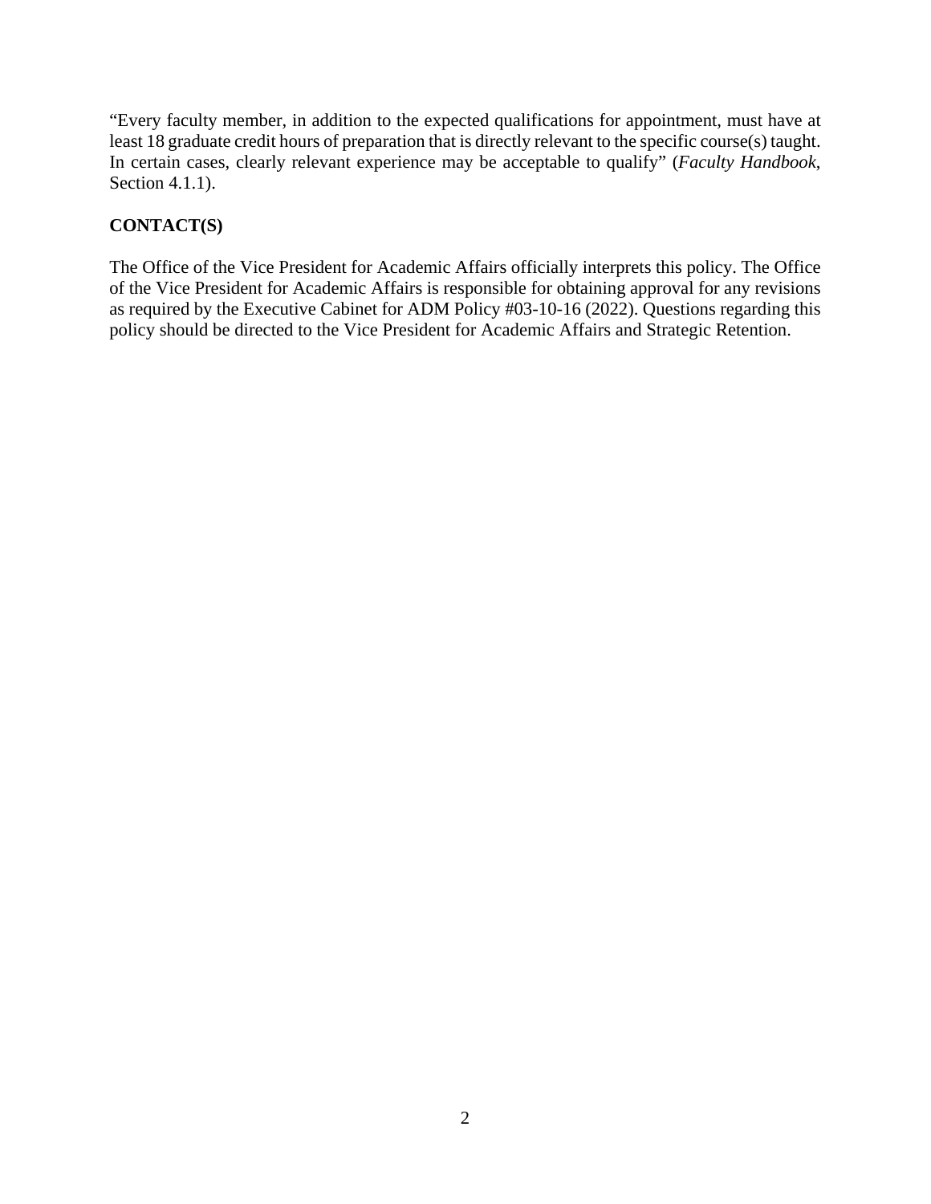"Every faculty member, in addition to the expected qualifications for appointment, must have at least 18 graduate credit hours of preparation that is directly relevant to the specific course(s) taught. In certain cases, clearly relevant experience may be acceptable to qualify" (*Faculty Handbook*, Section 4.1.1).

**CONTACT(S)**

The Office of the Vice President for Academic Affairs officially interprets this policy. The Office of the Vice President for Academic Affairs is responsible for obtaining approval for any revisions as required by the Executive Cabinet for ADM Policy #03-10-16 (2022). Questions regarding this policy should be directed to the Vice President for Academic Affairs and Strategic Retention.